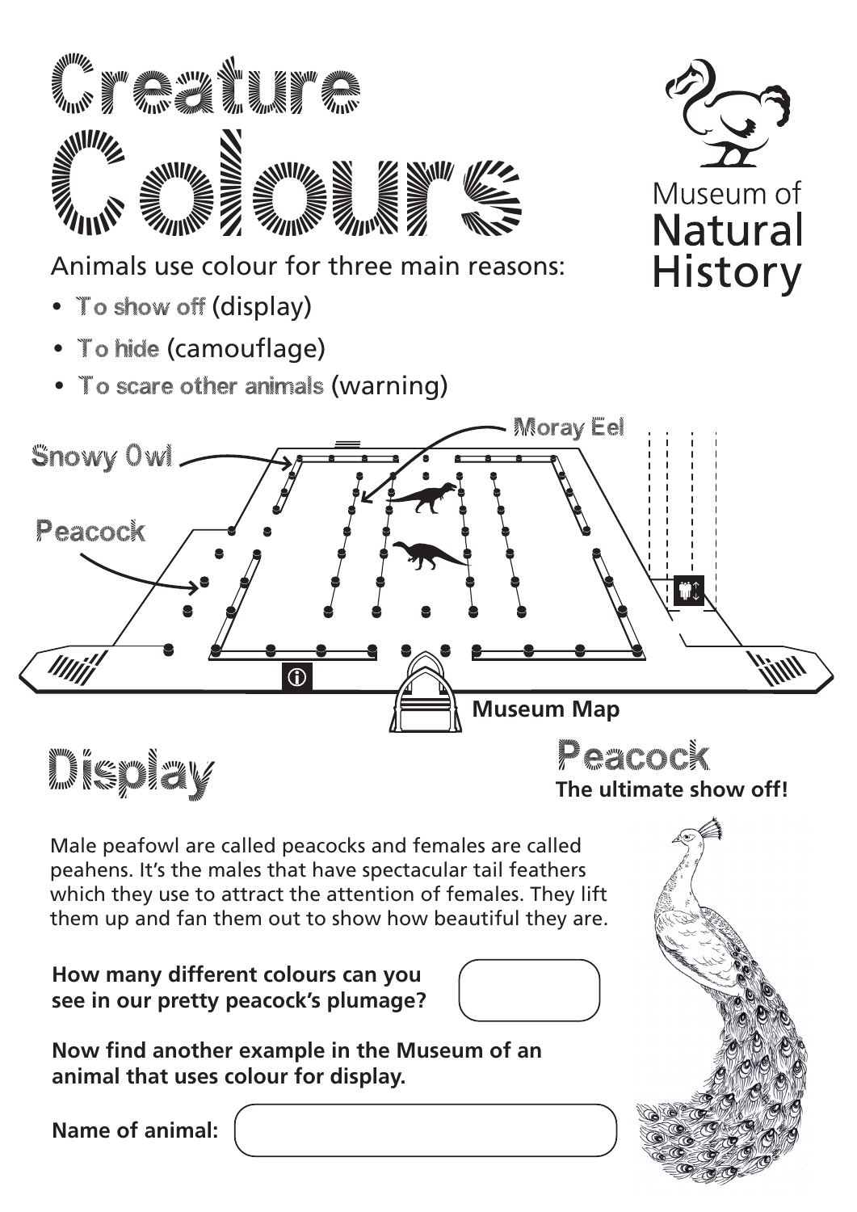# Creature Colours

Museum of Natural History

Animals use colour for three main reasons:

- **To show off** (display)
- **To hide** (camouflage)
- **To scare other animals** (warning)

Snowy Owl

Moray Eel

Peacock

Museum Map

## Display

### Peacock

**The ultimate show off!**

Male peafowl are called peacocks and females are called peahens. It's the males that have spectacular tail feathers which they use to attract the attention of females. They lift them up and fan them out to show how beautiful they are.

**How many different colours can you see in our pretty peacock's plumage?**

**Now find another example in the Museum of an animal that uses colour for display.**

**Name of animal:**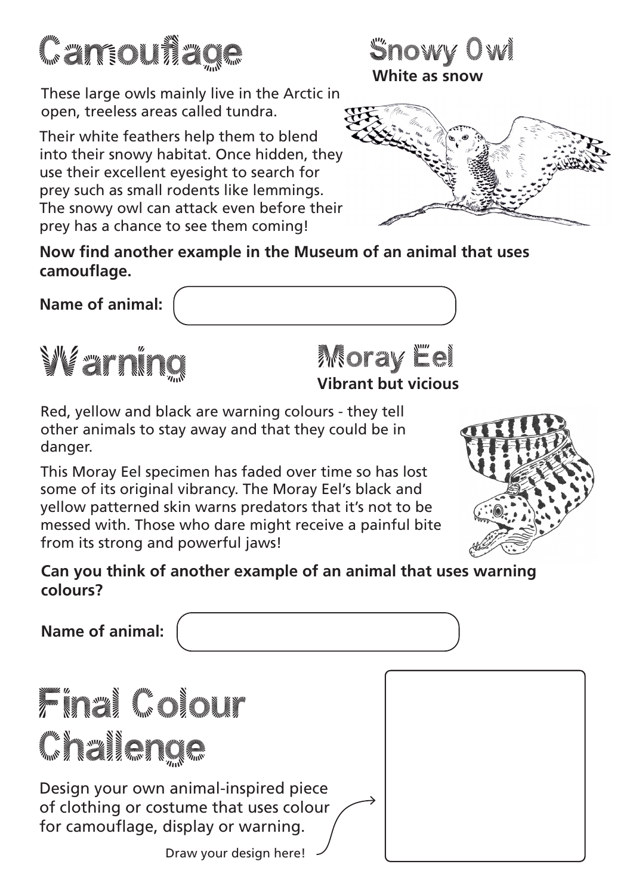# Camouflage

## Snowy Owl

**White as snow**

These large owls mainly live in the Arctic in open, treeless areas called tundra.

Their white feathers help them to blend into their snowy habitat. Once hidden, they use their excellent eyesight to search for prey such as small rodents like lemmings. The snowy owl can attack even before their prey has a chance to see them coming!

**Now find another example in the Museum of an animal that uses camouflage.**

**Name of animal:**

# Warning

## Moray Eel

**Vibrant but vicious**

Red, yellow and black are warning colours - they tell other animals to stay away and that they could be in danger.

This Moray Eel specimen has faded over time so has lost some of its original vibrancy. The Moray Eel's black and yellow patterned skin warns predators that it's not to be messed with. Those who dare might receive a painful bite from its strong and powerful jaws!

**Can you think of another example of an animal that uses warning colours?**

**Name of animal:**

# Final Colour Challenge

Design your own animal-inspired piece of clothing or costume that uses colour for camouflage, display or warning.

Draw your design here!